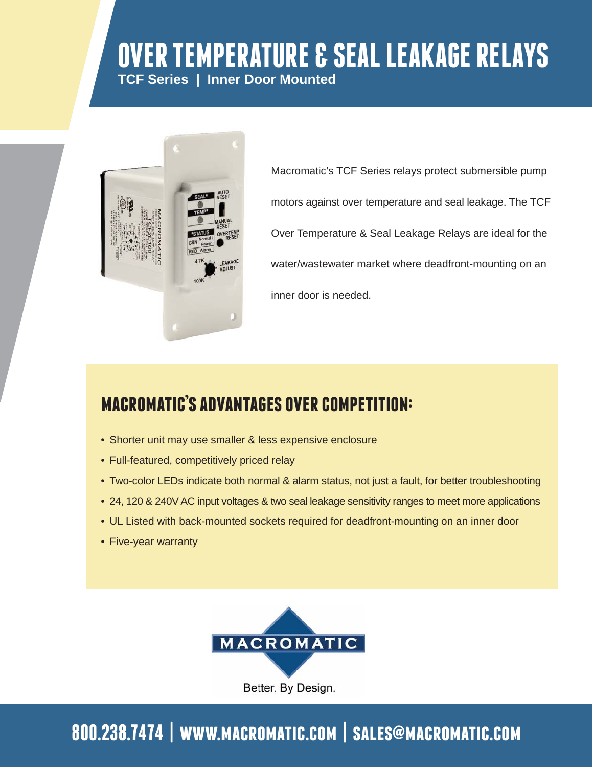# OVER TEMPERATURE & SEAL LEAKAGE RELAYS

**TCF Series | Inner Door Mounted**

Macromatic's TCF Series relays protect submersible pump motors against over temperature and seal leakage. The TCF Over Temperature & Seal Leakage Relays are ideal for the water/wastewater market where deadfront-mounting on an inner door is needed.

## MACROMATIC'S ADVANTAGES OVER COMPETITION:

- Shorter unit may use smaller & less expensive enclosure
- Full-featured, competitively priced relay
- Two-color LEDs indicate both normal & alarm status, not just a fault, for better troubleshooting
- 24, 120 & 240V AC input voltages & two seal leakage sensitivity ranges to meet more applications
- UL Listed with back-mounted sockets required for deadfront-mounting on an inner door
- Five-year warranty

MACROMATIC

Better. By Design.

800.238.7474 | WWW.MACROMATIC.COM | SALES@MACROMATIC.COM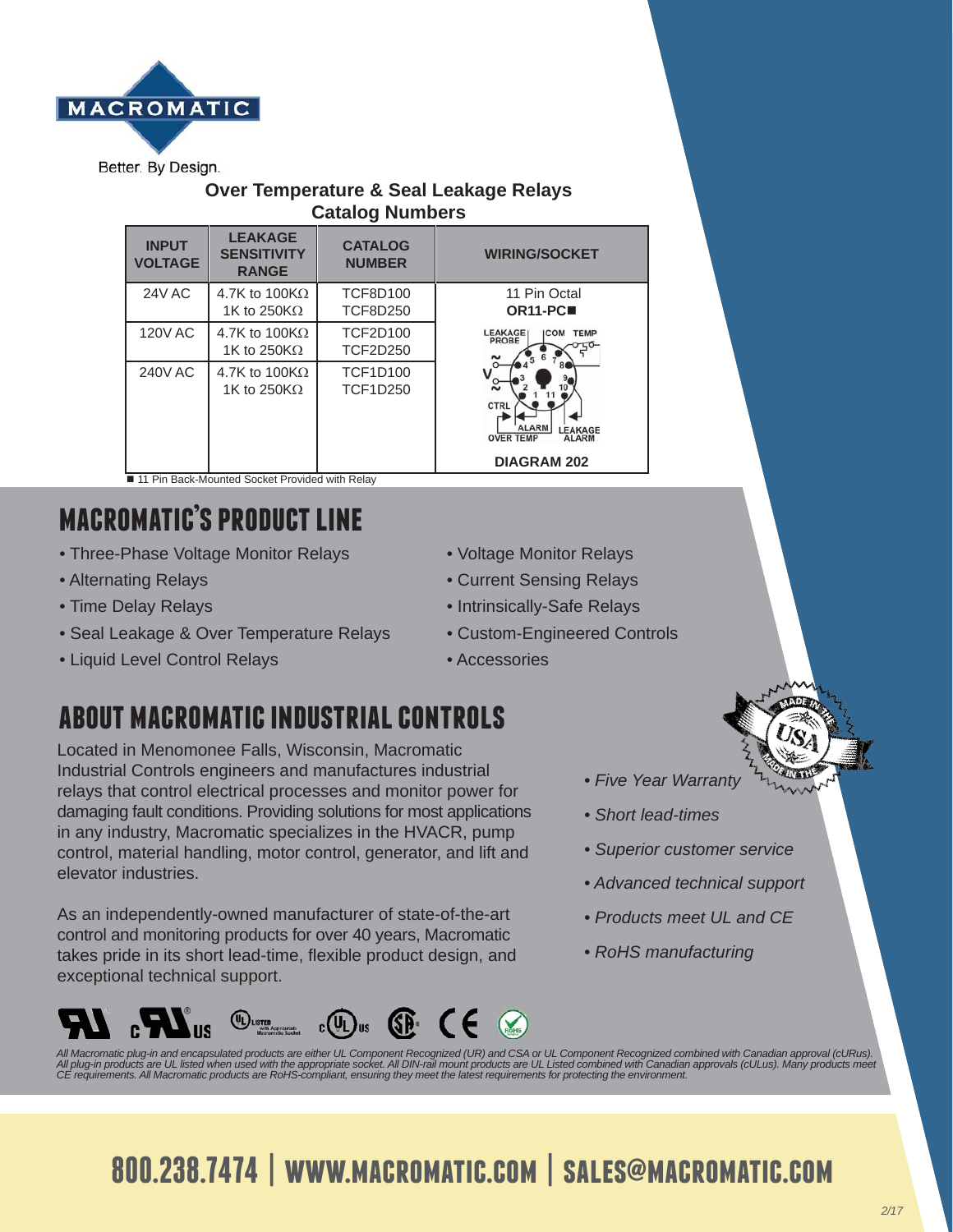MACROMATIC

Better. By Design.

## Over Temperature & Seal Leakage Relays
## Catalog Numbers

| INPUT VOLTAGE | LEAKAGE SENSITIVITY RANGE | CATALOG NUMBER | WIRING/SOCKET |
|---|---|---|---|
| 24V AC | 4.7K to 100KΩ<br>1K to 250KΩ | TCF8D100<br>TCF8D250 | 11 Pin Octal<br>**OR11-PC■** |
| 120V AC | 4.7K to 100KΩ<br>1K to 250KΩ | TCF2D100<br>TCF2D250 | |
| 240V AC | 4.7K to 100KΩ<br>1K to 250KΩ | TCF1D100<br>TCF1D250 | **DIAGRAM 202** |

■ 11 Pin Back-Mounted Socket Provided with Relay

## MACROMATIC'S PRODUCT LINE

- Three-Phase Voltage Monitor Relays
- Alternating Relays
- Time Delay Relays
- Seal Leakage & Over Temperature Relays
- Liquid Level Control Relays
- Voltage Monitor Relays
- Current Sensing Relays
- Intrinsically-Safe Relays
- Custom-Engineered Controls
- Accessories

## ABOUT MACROMATIC INDUSTRIAL CONTROLS

Located in Menomonee Falls, Wisconsin, Macromatic Industrial Controls engineers and manufactures industrial relays that control electrical processes and monitor power for damaging fault conditions. Providing solutions for most applications in any industry, Macromatic specializes in the HVACR, pump control, material handling, motor control, generator, and lift and elevator industries.

As an independently-owned manufacturer of state-of-the-art control and monitoring products for over 40 years, Macromatic takes pride in its short lead-time, flexible product design, and exceptional technical support.

- *Five Year Warranty*
- *Short lead-times*
- *Superior customer service*
- *Advanced technical support*
- *Products meet UL and CE*
- *RoHS manufacturing*

*All Macromatic plug-in and encapsulated products are either UL Component Recognized (UR) and CSA or UL Component Recognized combined with Canadian approval (cURus). All plug-in products are UL listed when used with the appropriate socket. All DIN-rail mount products are UL Listed combined with Canadian approvals (cULus). Many products meet CE requirements. All Macromatic products are RoHS-compliant, ensuring they meet the latest requirements for protecting the environment.*

**800.238.7474 | WWW.MACROMATIC.COM | SALES@MACROMATIC.COM**

2/17